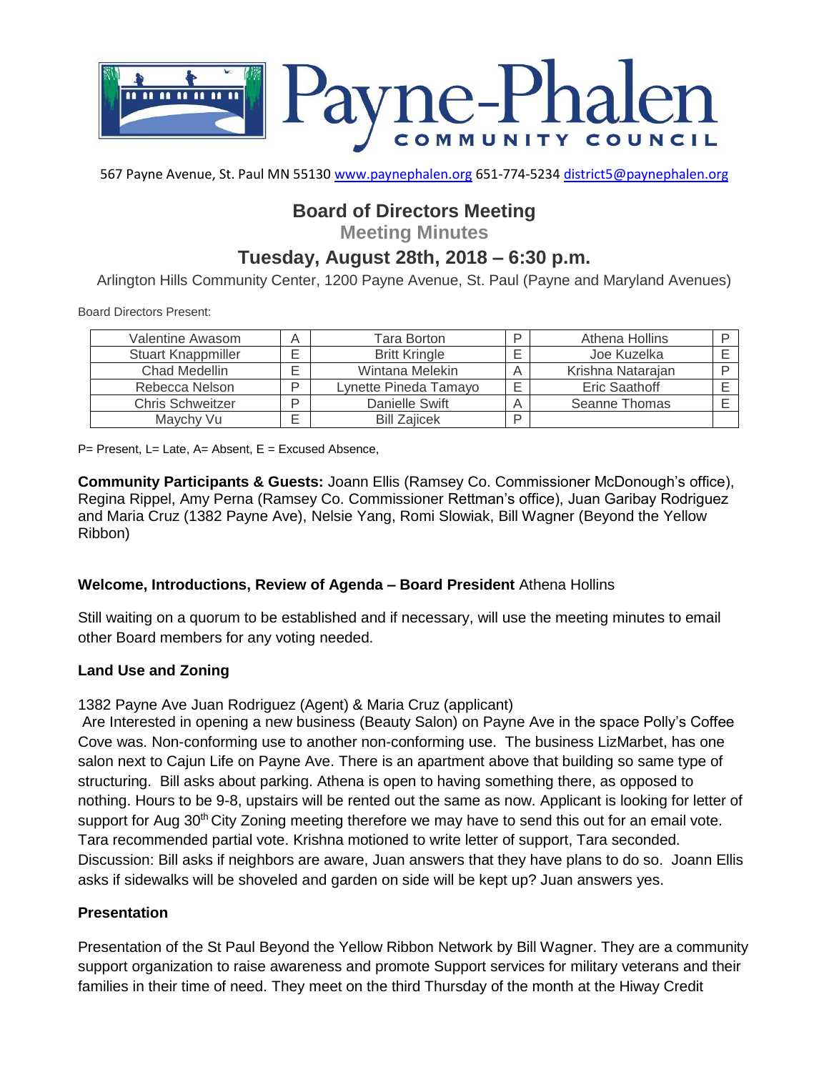# Payne-Phalen COMMUNITY COUNCIL

567 Payne Avenue, St. Paul MN 55130 www.paynephalen.org 651-774-5234 district5@paynephalen.org

## Board of Directors Meeting

### Meeting Minutes

## Tuesday, August 28th, 2018 – 6:30 p.m.

Arlington Hills Community Center, 1200 Payne Avenue, St. Paul (Payne and Maryland Avenues)

Board Directors Present:

| Valentine Awasom | A | Tara Borton | P | Athena Hollins | P |
|---|---|---|---|---|---|
| Stuart Knappmiller | E | Britt Kringle | E | Joe Kuzelka | E |
| Chad Medellin | E | Wintana Melekin | A | Krishna Natarajan | P |
| Rebecca Nelson | P | Lynette Pineda Tamayo | E | Eric Saathoff | E |
| Chris Schweitzer | P | Danielle Swift | A | Seanne Thomas | E |
| Maychy Vu | E | Bill Zajicek | P | | |

P= Present, L= Late, A= Absent, E = Excused Absence,

**Community Participants & Guests:** Joann Ellis (Ramsey Co. Commissioner McDonough's office), Regina Rippel, Amy Perna (Ramsey Co. Commissioner Rettman's office), Juan Garibay Rodriguez and Maria Cruz (1382 Payne Ave), Nelsie Yang, Romi Slowiak, Bill Wagner (Beyond the Yellow Ribbon)

**Welcome, Introductions, Review of Agenda – Board President** Athena Hollins

Still waiting on a quorum to be established and if necessary, will use the meeting minutes to email other Board members for any voting needed.

**Land Use and Zoning**

1382 Payne Ave Juan Rodriguez (Agent) & Maria Cruz (applicant)

Are Interested in opening a new business (Beauty Salon) on Payne Ave in the space Polly's Coffee Cove was. Non-conforming use to another non-conforming use. The business LizMarbet, has one salon next to Cajun Life on Payne Ave. There is an apartment above that building so same type of structuring. Bill asks about parking. Athena is open to having something there, as opposed to nothing. Hours to be 9-8, upstairs will be rented out the same as now. Applicant is looking for letter of support for Aug 30th City Zoning meeting therefore we may have to send this out for an email vote. Tara recommended partial vote. Krishna motioned to write letter of support, Tara seconded. Discussion: Bill asks if neighbors are aware, Juan answers that they have plans to do so. Joann Ellis asks if sidewalks will be shoveled and garden on side will be kept up? Juan answers yes.

**Presentation**

Presentation of the St Paul Beyond the Yellow Ribbon Network by Bill Wagner. They are a community support organization to raise awareness and promote Support services for military veterans and their families in their time of need. They meet on the third Thursday of the month at the Hiway Credit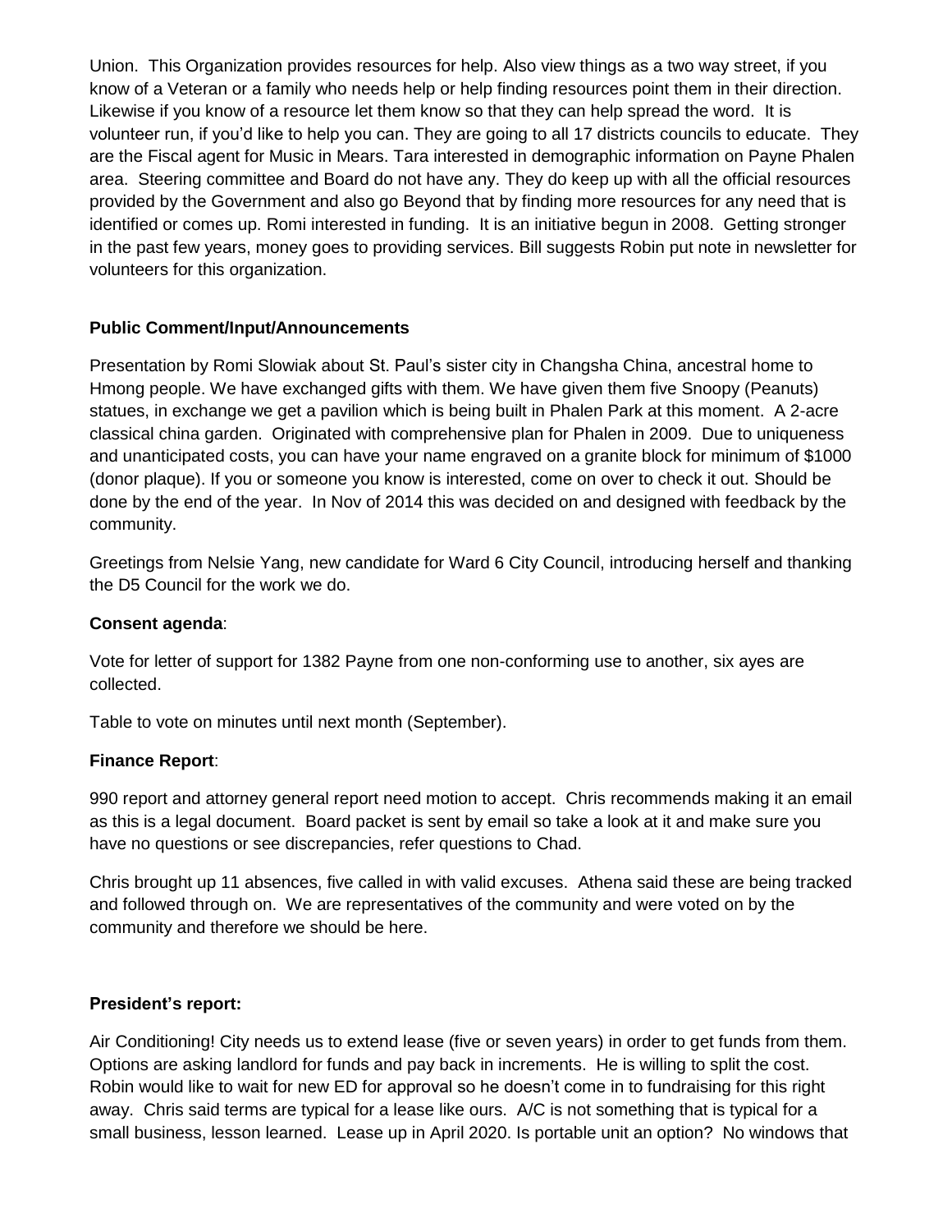Union. This Organization provides resources for help. Also view things as a two way street, if you know of a Veteran or a family who needs help or help finding resources point them in their direction. Likewise if you know of a resource let them know so that they can help spread the word. It is volunteer run, if you'd like to help you can. They are going to all 17 districts councils to educate. They are the Fiscal agent for Music in Mears. Tara interested in demographic information on Payne Phalen area. Steering committee and Board do not have any. They do keep up with all the official resources provided by the Government and also go Beyond that by finding more resources for any need that is identified or comes up. Romi interested in funding. It is an initiative begun in 2008. Getting stronger in the past few years, money goes to providing services. Bill suggests Robin put note in newsletter for volunteers for this organization.

**Public Comment/Input/Announcements**

Presentation by Romi Slowiak about St. Paul's sister city in Changsha China, ancestral home to Hmong people. We have exchanged gifts with them. We have given them five Snoopy (Peanuts) statues, in exchange we get a pavilion which is being built in Phalen Park at this moment. A 2-acre classical china garden. Originated with comprehensive plan for Phalen in 2009. Due to uniqueness and unanticipated costs, you can have your name engraved on a granite block for minimum of $1000 (donor plaque). If you or someone you know is interested, come on over to check it out. Should be done by the end of the year. In Nov of 2014 this was decided on and designed with feedback by the community.

Greetings from Nelsie Yang, new candidate for Ward 6 City Council, introducing herself and thanking the D5 Council for the work we do.

**Consent agenda**:

Vote for letter of support for 1382 Payne from one non-conforming use to another, six ayes are collected.

Table to vote on minutes until next month (September).

**Finance Report**:

990 report and attorney general report need motion to accept. Chris recommends making it an email as this is a legal document. Board packet is sent by email so take a look at it and make sure you have no questions or see discrepancies, refer questions to Chad.

Chris brought up 11 absences, five called in with valid excuses. Athena said these are being tracked and followed through on. We are representatives of the community and were voted on by the community and therefore we should be here.

**President's report:**

Air Conditioning! City needs us to extend lease (five or seven years) in order to get funds from them. Options are asking landlord for funds and pay back in increments. He is willing to split the cost. Robin would like to wait for new ED for approval so he doesn't come in to fundraising for this right away. Chris said terms are typical for a lease like ours. A/C is not something that is typical for a small business, lesson learned. Lease up in April 2020. Is portable unit an option? No windows that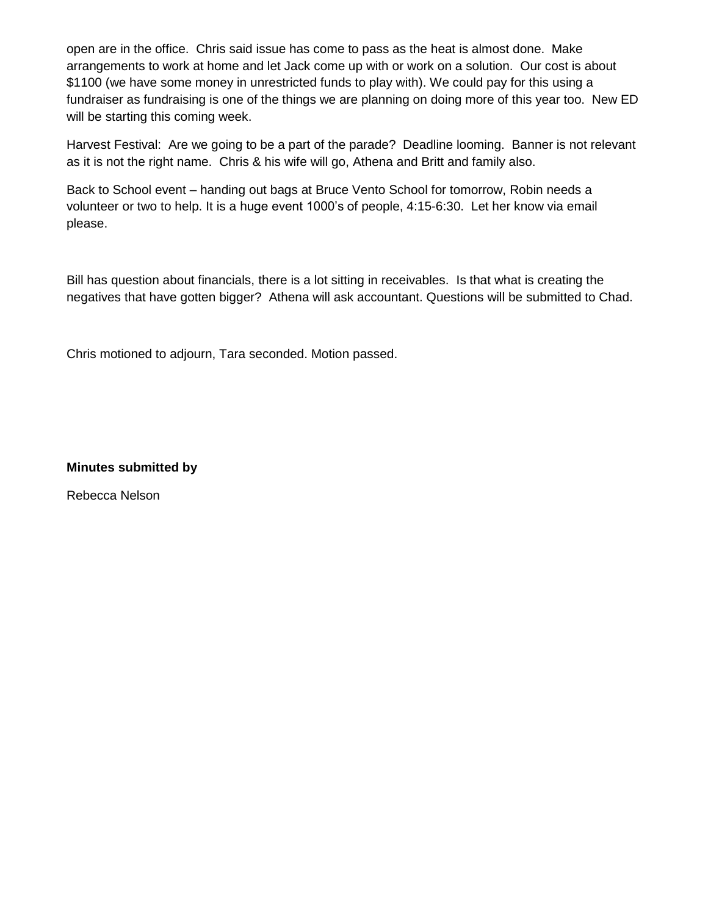open are in the office. Chris said issue has come to pass as the heat is almost done. Make arrangements to work at home and let Jack come up with or work on a solution. Our cost is about $1100 (we have some money in unrestricted funds to play with). We could pay for this using a fundraiser as fundraising is one of the things we are planning on doing more of this year too. New ED will be starting this coming week.

Harvest Festival: Are we going to be a part of the parade? Deadline looming. Banner is not relevant as it is not the right name. Chris & his wife will go, Athena and Britt and family also.

Back to School event – handing out bags at Bruce Vento School for tomorrow, Robin needs a volunteer or two to help. It is a huge event 1000's of people, 4:15-6:30. Let her know via email please.

Bill has question about financials, there is a lot sitting in receivables. Is that what is creating the negatives that have gotten bigger? Athena will ask accountant. Questions will be submitted to Chad.

Chris motioned to adjourn, Tara seconded. Motion passed.

**Minutes submitted by**

Rebecca Nelson